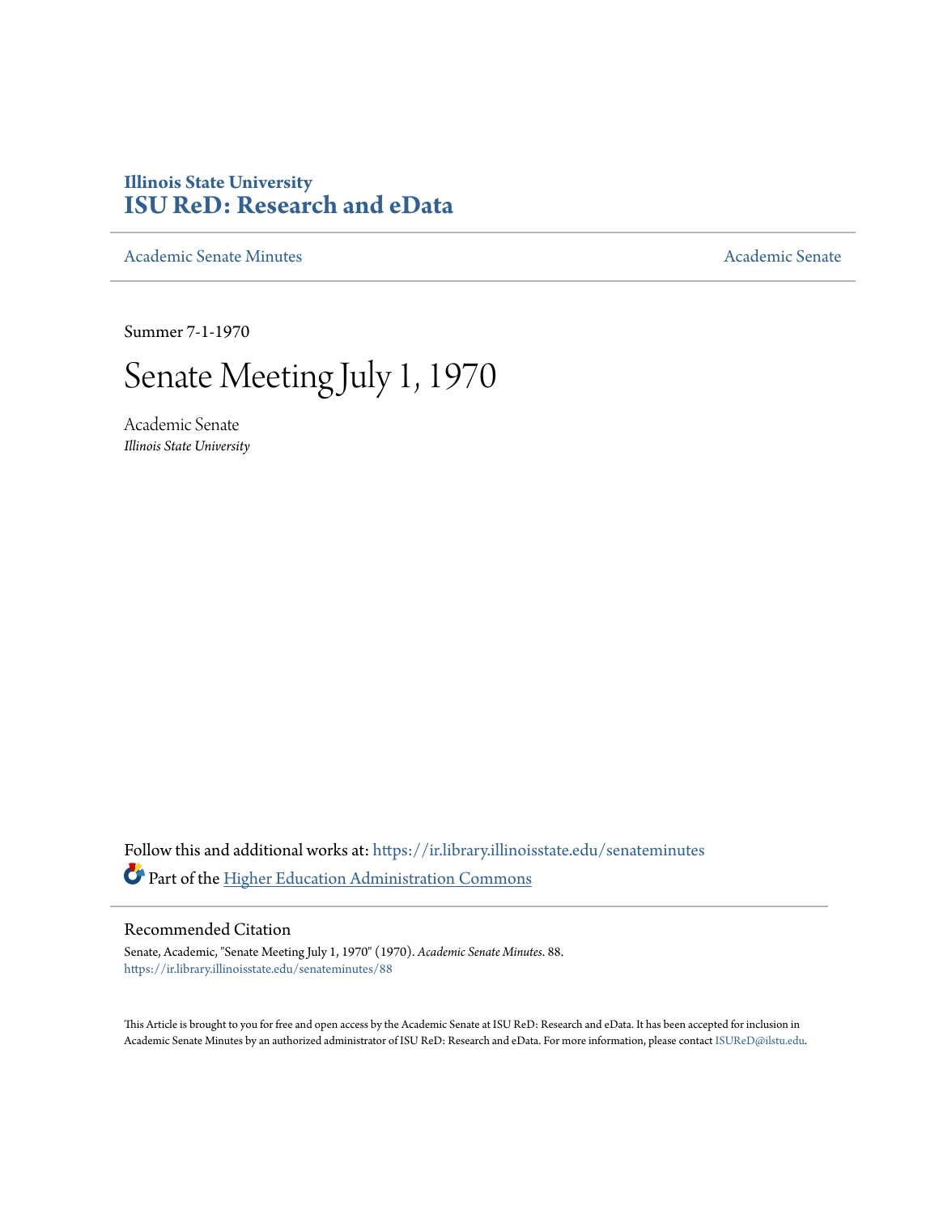# Illinois State University
# ISU ReD: Research and eData

Academic Senate Minutes — Academic Senate

Summer 7-1-1970

# Senate Meeting July 1, 1970

Academic Senate
*Illinois State University*

Follow this and additional works at: https://ir.library.illinoisstate.edu/senateminutes

Part of the Higher Education Administration Commons

## Recommended Citation

Senate, Academic, "Senate Meeting July 1, 1970" (1970). *Academic Senate Minutes*. 88.
https://ir.library.illinoisstate.edu/senateminutes/88

This Article is brought to you for free and open access by the Academic Senate at ISU ReD: Research and eData. It has been accepted for inclusion in Academic Senate Minutes by an authorized administrator of ISU ReD: Research and eData. For more information, please contact ISUReD@ilstu.edu.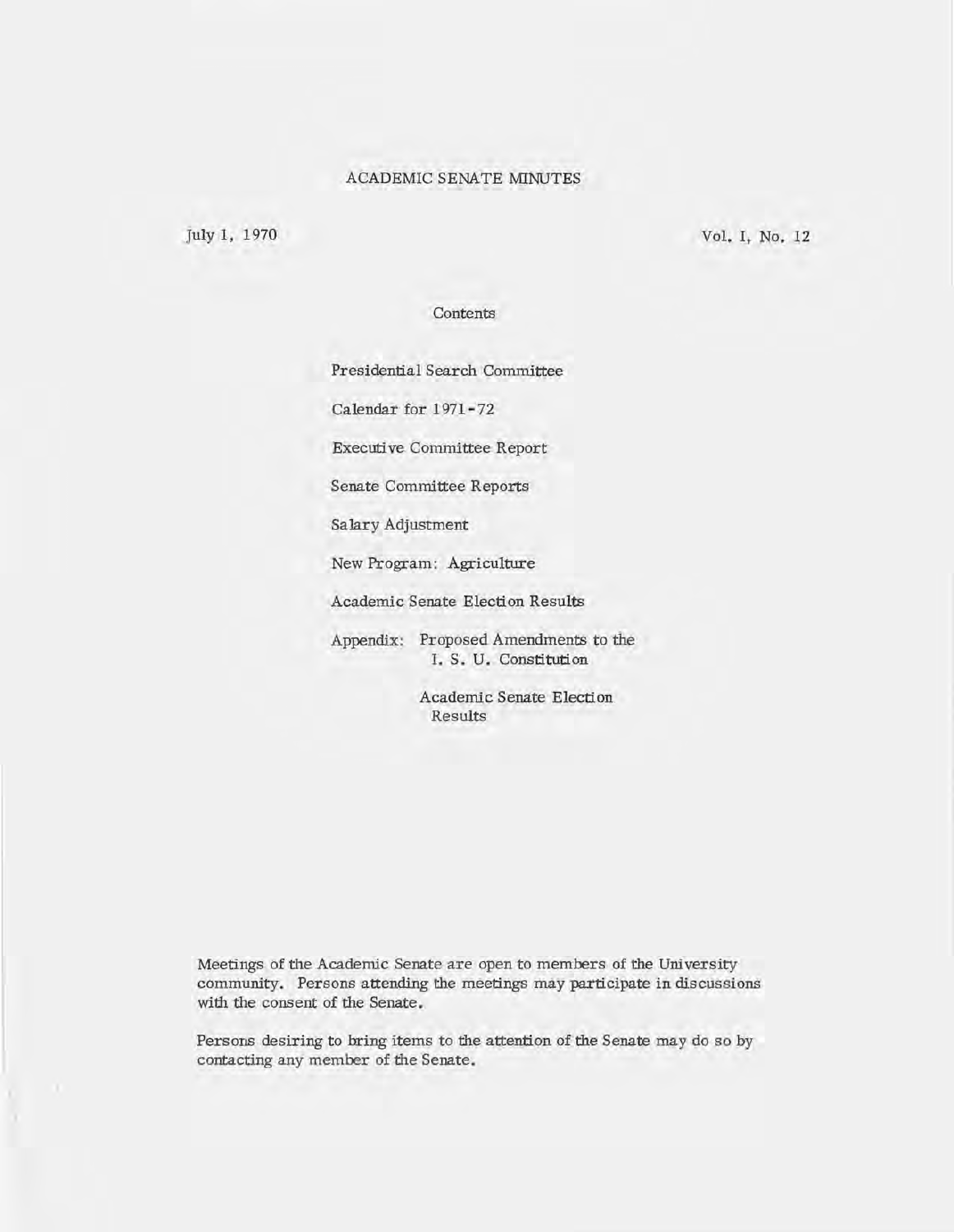# ACADEMIC SENATE MINUTES

July 1, 1970 Vol. I, No. 12

Contents

Presidential Search Committee

Calendar for 1971-72

Executive Committee Report

Senate Committee Reports

Salary Adjustment

New Program: Agriculture

Academic Senate Election Results

Appendix: Proposed Amendments to the I. S. U. Constitution

Academic Senate Election Results

Meetings of the Academic Senate are open to members of the University community. Persons attending the meetings may participate in discussions with the consent of the Senate.

Persons desiring to bring items to the attention of the Senate may do so by contacting any member of the Senate.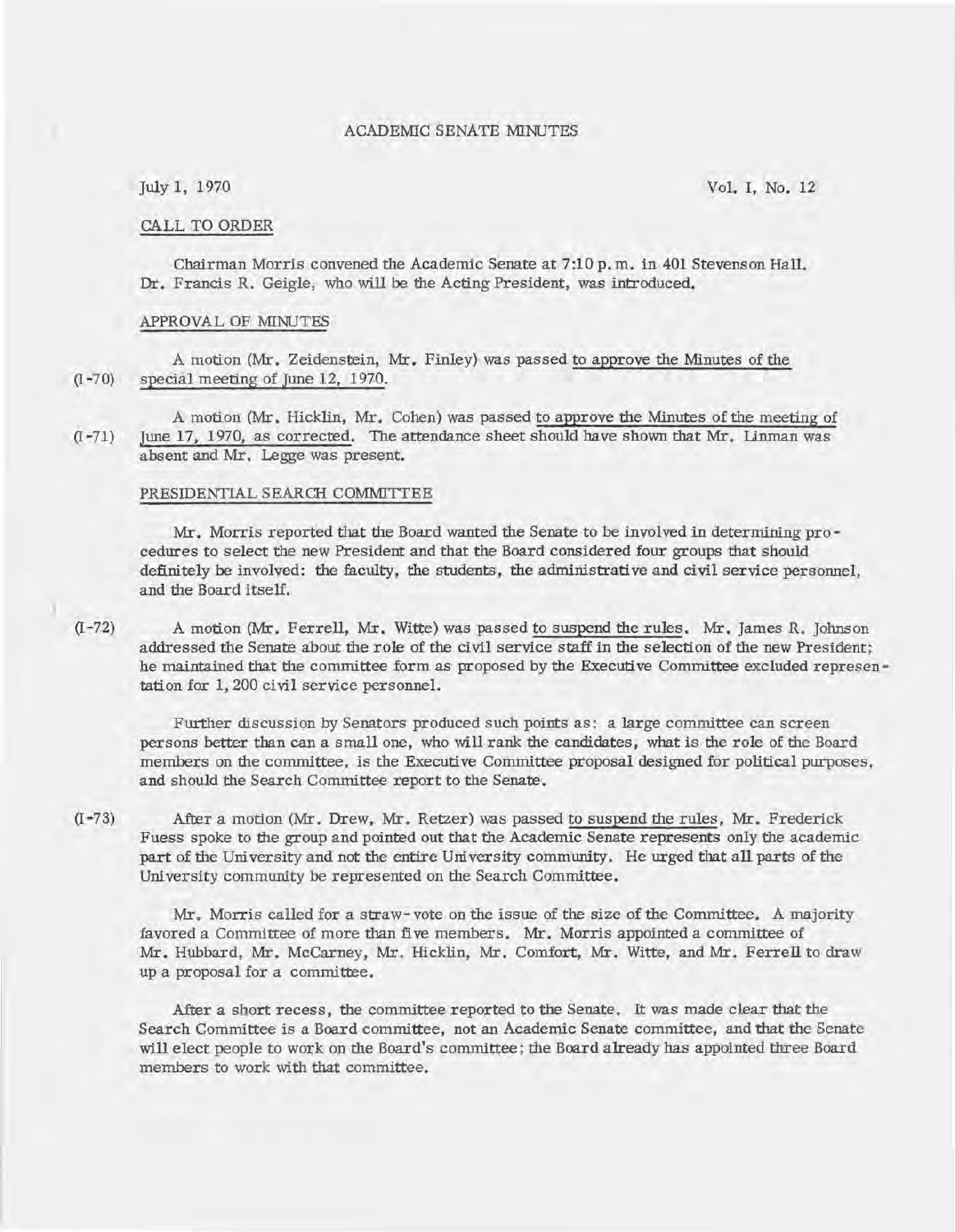# ACADEMIC SENATE MINUTES

July 1, 1970 Vol. I, No. 12

## CALL TO ORDER

Chairman Morris convened the Academic Senate at 7:10 p.m. in 401 Stevenson Hall. Dr. Francis R. Geigle, who will be the Acting President, was introduced.

## APPROVAL OF MINUTES

(I-70) A motion (Mr. Zeidenstein, Mr. Finley) was passed to approve the Minutes of the special meeting of June 12, 1970.

(I-71) A motion (Mr. Hicklin, Mr. Cohen) was passed to approve the Minutes of the meeting of June 17, 1970, as corrected. The attendance sheet should have shown that Mr. Linman was absent and Mr. Legge was present.

## PRESIDENTIAL SEARCH COMMITTEE

Mr. Morris reported that the Board wanted the Senate to be involved in determining procedures to select the new President and that the Board considered four groups that should definitely be involved: the faculty, the students, the administrative and civil service personnel, and the Board itself.

(I-72) A motion (Mr. Ferrell, Mr. Witte) was passed to suspend the rules. Mr. James R. Johnson addressed the Senate about the role of the civil service staff in the selection of the new President; he maintained that the committee form as proposed by the Executive Committee excluded representation for 1,200 civil service personnel.

Further discussion by Senators produced such points as: a large committee can screen persons better than can a small one, who will rank the candidates, what is the role of the Board members on the committee, is the Executive Committee proposal designed for political purposes, and should the Search Committee report to the Senate.

(I-73) After a motion (Mr. Drew, Mr. Retzer) was passed to suspend the rules, Mr. Frederick Fuess spoke to the group and pointed out that the Academic Senate represents only the academic part of the University and not the entire University community. He urged that all parts of the University community be represented on the Search Committee.

Mr. Morris called for a straw-vote on the issue of the size of the Committee. A majority favored a Committee of more than five members. Mr. Morris appointed a committee of Mr. Hubbard, Mr. McCarney, Mr. Hicklin, Mr. Comfort, Mr. Witte, and Mr. Ferrell to draw up a proposal for a committee.

After a short recess, the committee reported to the Senate. It was made clear that the Search Committee is a Board committee, not an Academic Senate committee, and that the Senate will elect people to work on the Board's committee; the Board already has appointed three Board members to work with that committee.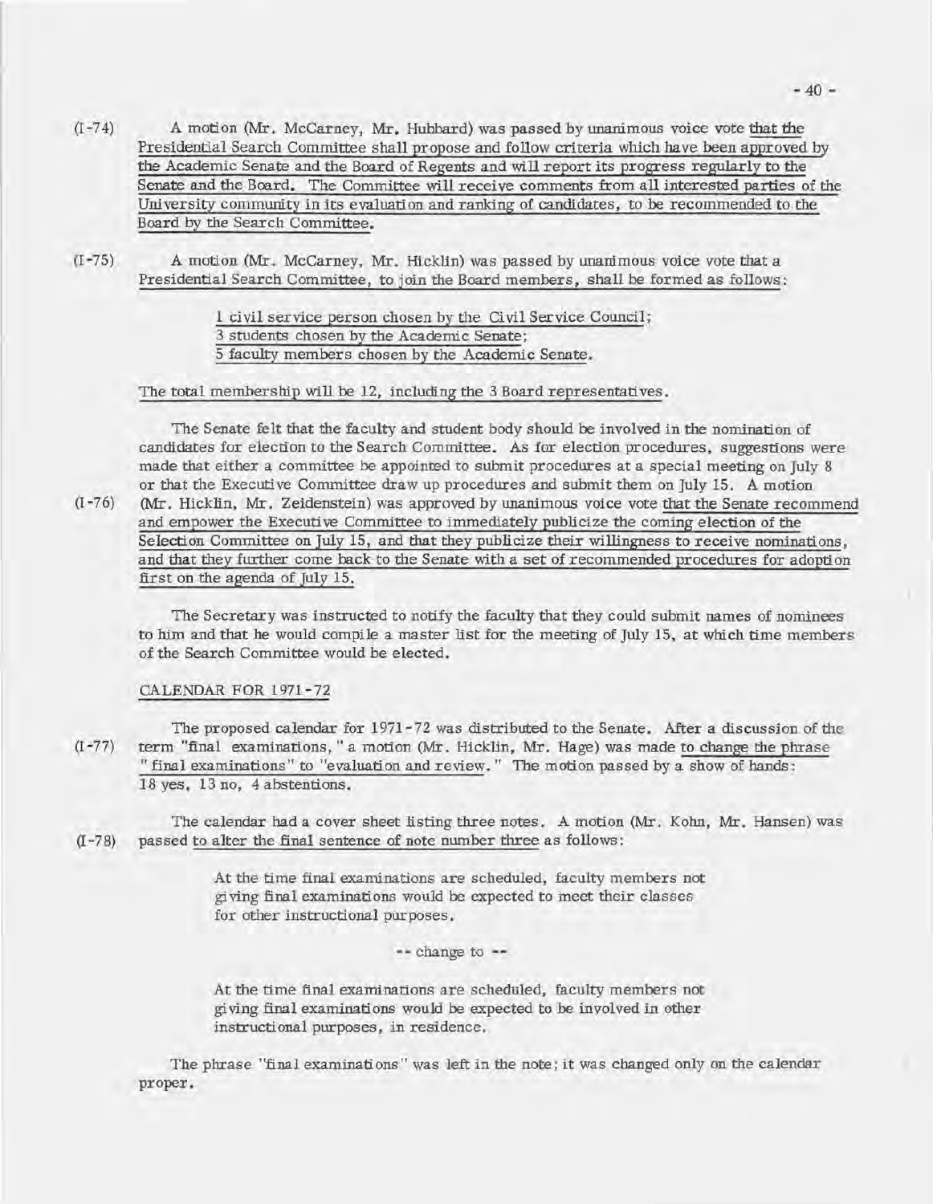(I-74) A motion (Mr. McCarney, Mr. Hubbard) was passed by unanimous voice vote that the Presidential Search Committee shall propose and follow criteria which have been approved by the Academic Senate and the Board of Regents and will report its progress regularly to the Senate and the Board. The Committee will receive comments from all interested parties of the University community in its evaluation and ranking of candidates, to be recommended to the Board by the Search Committee.

(I-75) A motion (Mr. McCarney, Mr. Hicklin) was passed by unanimous voice vote that a Presidential Search Committee, to join the Board members, shall be formed as follows:

> 1 civil service person chosen by the Civil Service Council;
> 3 students chosen by the Academic Senate;
> 5 faculty members chosen by the Academic Senate.

The total membership will be 12, including the 3 Board representatives.

The Senate felt that the faculty and student body should be involved in the nomination of candidates for election to the Search Committee. As for election procedures, suggestions were made that either a committee be appointed to submit procedures at a special meeting on July 8 or that the Executive Committee draw up procedures and submit them on July 15. A motion (I-76) (Mr. Hicklin, Mr. Zeidenstein) was approved by unanimous voice vote that the Senate recommend and empower the Executive Committee to immediately publicize the coming election of the Selection Committee on July 15, and that they publicize their willingness to receive nominations, and that they further come back to the Senate with a set of recommended procedures for adoption first on the agenda of July 15.

The Secretary was instructed to notify the faculty that they could submit names of nominees to him and that he would compile a master list for the meeting of July 15, at which time members of the Search Committee would be elected.

## CALENDAR FOR 1971-72

The proposed calendar for 1971-72 was distributed to the Senate. After a discussion of the (I-77) term "final examinations," a motion (Mr. Hicklin, Mr. Hage) was made to change the phrase "final examinations" to "evaluation and review." The motion passed by a show of hands: 18 yes, 13 no, 4 abstentions.

The calendar had a cover sheet listing three notes. A motion (Mr. Kohn, Mr. Hansen) was (I-78) passed to alter the final sentence of note number three as follows:

> At the time final examinations are scheduled, faculty members not giving final examinations would be expected to meet their classes for other instructional purposes.
>
> -- change to --
>
> At the time final examinations are scheduled, faculty members not giving final examinations would be expected to be involved in other instructional purposes, in residence.

The phrase "final examinations" was left in the note; it was changed only on the calendar proper.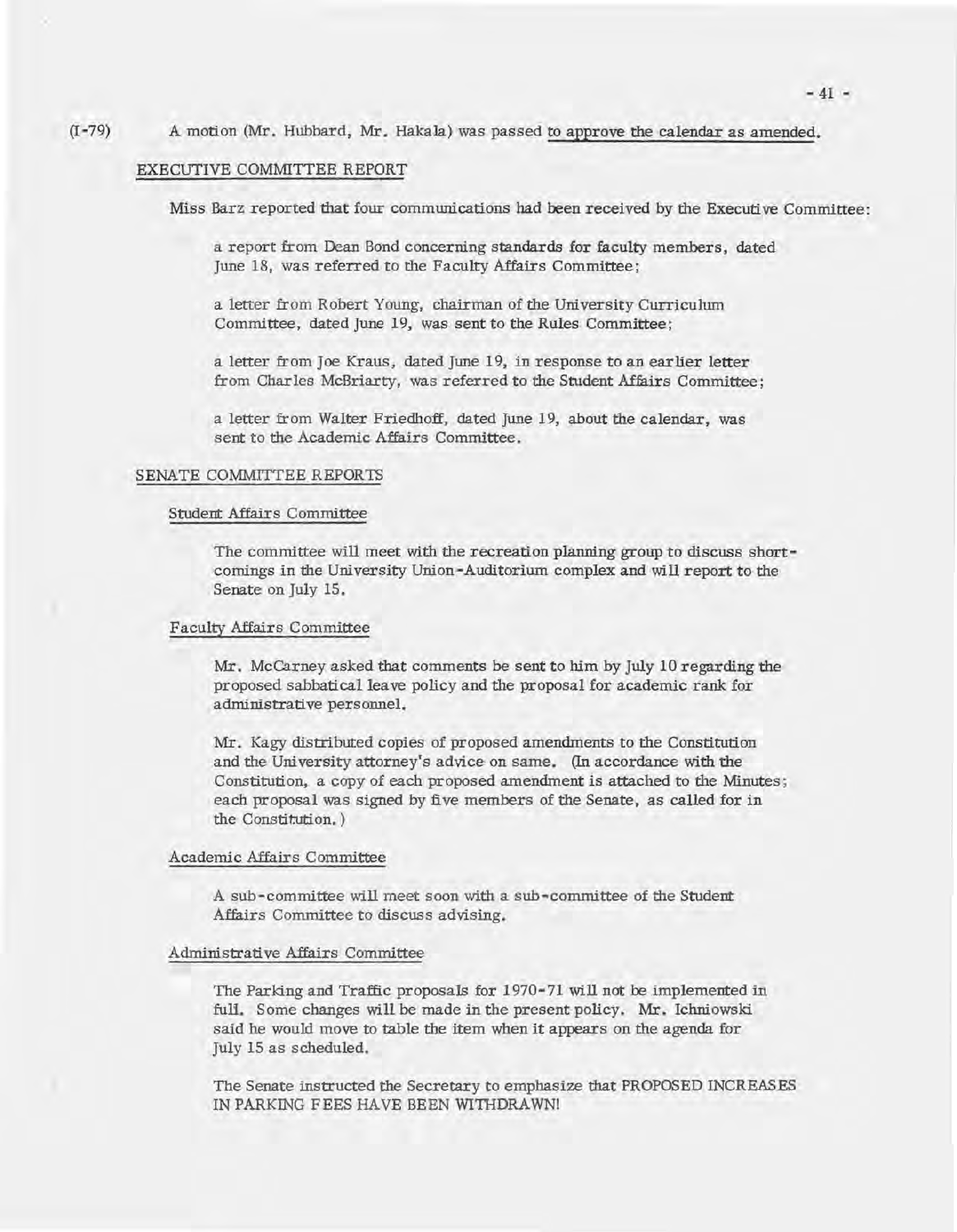(I-79) A motion (Mr. Hubbard, Mr. Hakala) was passed to approve the calendar as amended.

## EXECUTIVE COMMITTEE REPORT

Miss Barz reported that four communications had been received by the Executive Committee:

a report from Dean Bond concerning standards for faculty members, dated June 18, was referred to the Faculty Affairs Committee;

a letter from Robert Young, chairman of the University Curriculum Committee, dated June 19, was sent to the Rules Committee;

a letter from Joe Kraus, dated June 19, in response to an earlier letter from Charles McBriarty, was referred to the Student Affairs Committee;

a letter from Walter Friedhoff, dated June 19, about the calendar, was sent to the Academic Affairs Committee.

## SENATE COMMITTEE REPORTS

### Student Affairs Committee

The committee will meet with the recreation planning group to discuss shortcomings in the University Union-Auditorium complex and will report to the Senate on July 15.

### Faculty Affairs Committee

Mr. McCarney asked that comments be sent to him by July 10 regarding the proposed sabbatical leave policy and the proposal for academic rank for administrative personnel.

Mr. Kagy distributed copies of proposed amendments to the Constitution and the University attorney's advice on same. (In accordance with the Constitution, a copy of each proposed amendment is attached to the Minutes; each proposal was signed by five members of the Senate, as called for in the Constitution.)

### Academic Affairs Committee

A sub-committee will meet soon with a sub-committee of the Student Affairs Committee to discuss advising.

### Administrative Affairs Committee

The Parking and Traffic proposals for 1970-71 will not be implemented in full. Some changes will be made in the present policy. Mr. Ichniowski said he would move to table the item when it appears on the agenda for July 15 as scheduled.

The Senate instructed the Secretary to emphasize that PROPOSED INCREASES IN PARKING FEES HAVE BEEN WITHDRAWN!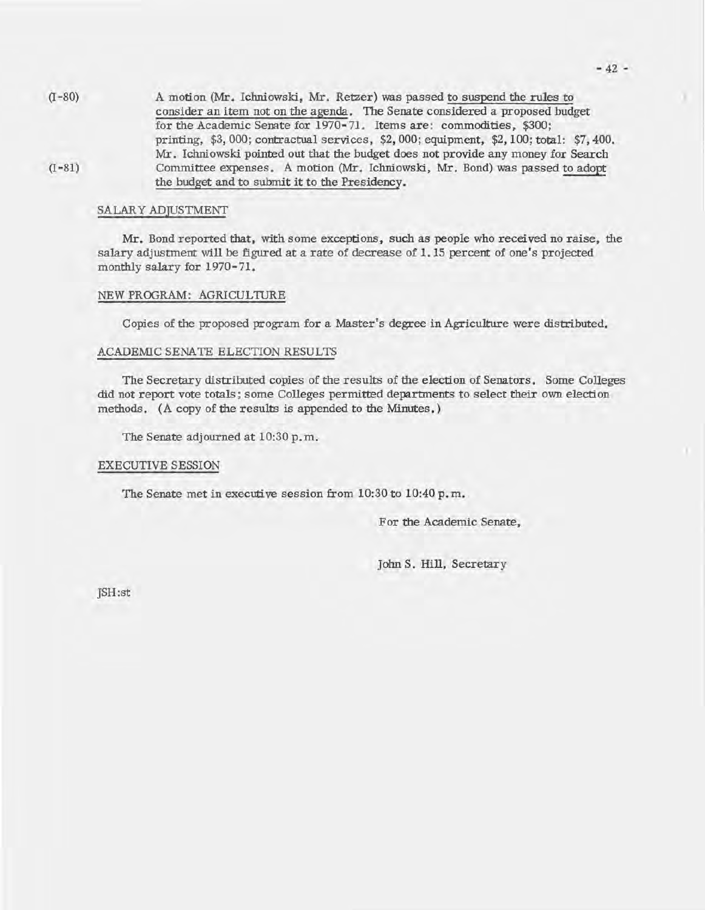(I-80) A motion (Mr. Ichniowski, Mr. Retzer) was passed to suspend the rules to consider an item not on the agenda. The Senate considered a proposed budget for the Academic Senate for 1970-71. Items are: commodities, $300; printing, $3,000; contractual services, $2,000; equipment, $2,100; total: $7,400. Mr. Ichniowski pointed out that the budget does not provide any money for Search Committee expenses. A motion (Mr. Ichniowski, Mr. Bond) was passed to adopt the budget and to submit it to the Presidency.

(I-81)

## SALARY ADJUSTMENT

Mr. Bond reported that, with some exceptions, such as people who received no raise, the salary adjustment will be figured at a rate of decrease of 1.15 percent of one's projected monthly salary for 1970-71.

## NEW PROGRAM: AGRICULTURE

Copies of the proposed program for a Master's degree in Agriculture were distributed.

## ACADEMIC SENATE ELECTION RESULTS

The Secretary distributed copies of the results of the election of Senators. Some Colleges did not report vote totals; some Colleges permitted departments to select their own election methods. (A copy of the results is appended to the Minutes.)

The Senate adjourned at 10:30 p.m.

## EXECUTIVE SESSION

The Senate met in executive session from 10:30 to 10:40 p.m.

For the Academic Senate,

John S. Hill, Secretary

JSH:st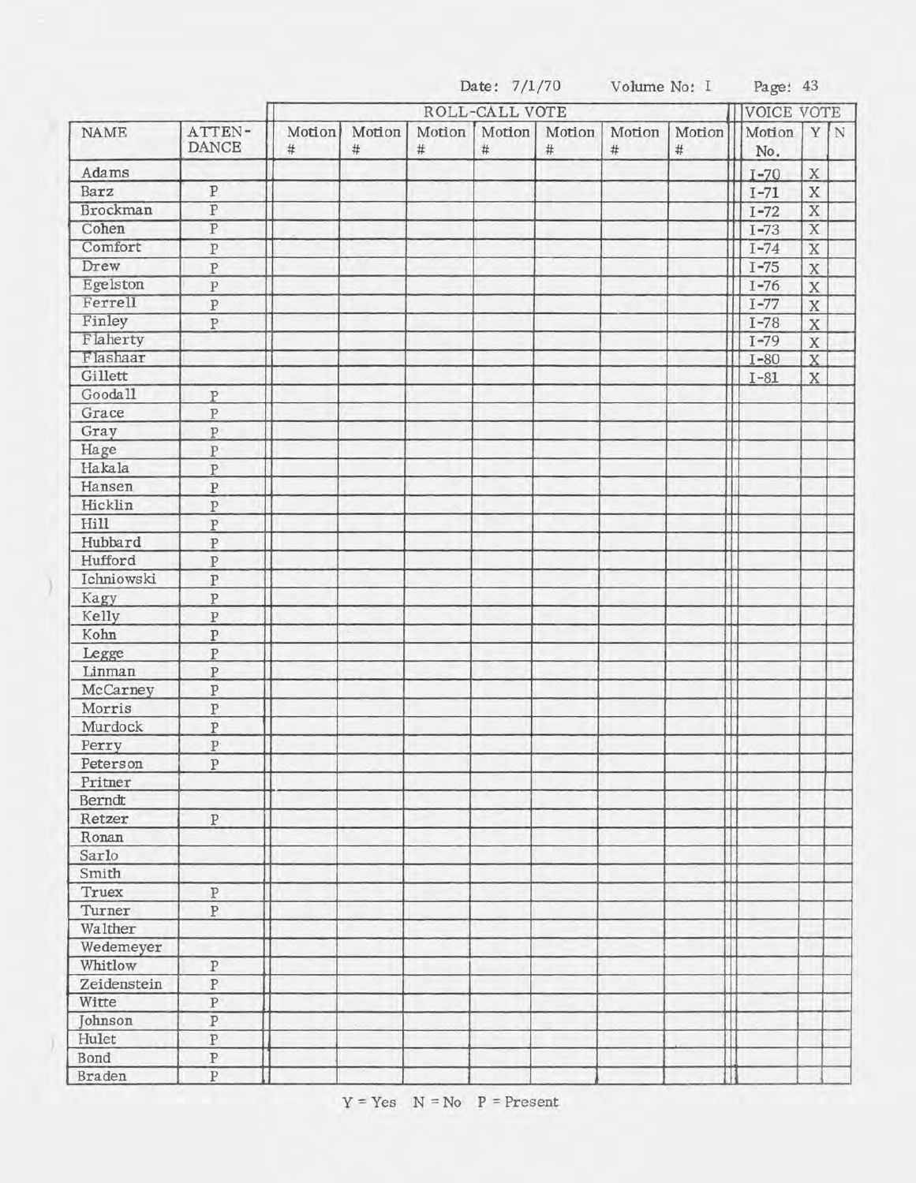Date: 7/1/70 Volume No: I Page: 43

| NAME | ATTEN-DANCE | ROLL-CALL VOTE | | | | | | | VOICE VOTE | | |
|---|---|---|---|---|---|---|---|---|---|---|---|
| | | Motion # | Motion # | Motion # | Motion # | Motion # | Motion # | Motion # | Motion No. | Y | N |
| Adams | | | | | | | | | I-70 | X | |
| Barz | P | | | | | | | | I-71 | X | |
| Brockman | P | | | | | | | | I-72 | X | |
| Cohen | P | | | | | | | | I-73 | X | |
| Comfort | P | | | | | | | | I-74 | X | |
| Drew | P | | | | | | | | I-75 | X | |
| Egelston | P | | | | | | | | I-76 | X | |
| Ferrell | P | | | | | | | | I-77 | X | |
| Finley | P | | | | | | | | I-78 | X | |
| Flaherty | | | | | | | | | I-79 | X | |
| Flashaar | | | | | | | | | I-80 | X | |
| Gillett | | | | | | | | | I-81 | X | |
| Goodall | P | | | | | | | | | | |
| Grace | P | | | | | | | | | | |
| Gray | P | | | | | | | | | | |
| Hage | P | | | | | | | | | | |
| Hakala | P | | | | | | | | | | |
| Hansen | P | | | | | | | | | | |
| Hicklin | P | | | | | | | | | | |
| Hill | P | | | | | | | | | | |
| Hubbard | P | | | | | | | | | | |
| Hufford | P | | | | | | | | | | |
| Ichniowski | P | | | | | | | | | | |
| Kagy | P | | | | | | | | | | |
| Kelly | P | | | | | | | | | | |
| Kohn | P | | | | | | | | | | |
| Legge | P | | | | | | | | | | |
| Linman | P | | | | | | | | | | |
| McCarney | P | | | | | | | | | | |
| Morris | P | | | | | | | | | | |
| Murdock | P | | | | | | | | | | |
| Perry | P | | | | | | | | | | |
| Peterson | P | | | | | | | | | | |
| Pritner | | | | | | | | | | | |
| Berndt | | | | | | | | | | | |
| Retzer | P | | | | | | | | | | |
| Ronan | | | | | | | | | | | |
| Sarlo | | | | | | | | | | | |
| Smith | | | | | | | | | | | |
| Truex | P | | | | | | | | | | |
| Turner | P | | | | | | | | | | |
| Walther | | | | | | | | | | | |
| Wedemeyer | | | | | | | | | | | |
| Whitlow | P | | | | | | | | | | |
| Zeidenstein | P | | | | | | | | | | |
| Witte | P | | | | | | | | | | |
| Johnson | P | | | | | | | | | | |
| Hulet | P | | | | | | | | | | |
| Bond | P | | | | | | | | | | |
| Braden | P | | | | | | | | | | |

Y = Yes N = No P = Present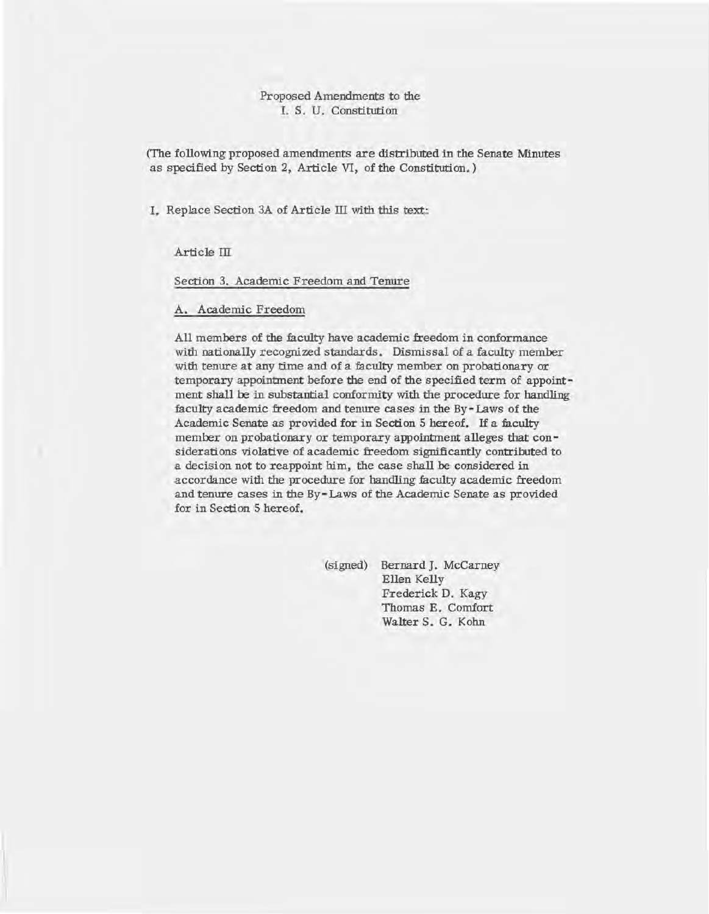Proposed Amendments to the
I. S. U. Constitution

(The following proposed amendments are distributed in the Senate Minutes as specified by Section 2, Article VI, of the Constitution.)

I. Replace Section 3A of Article III with this text:

Article III

Section 3. Academic Freedom and Tenure

A. Academic Freedom

All members of the faculty have academic freedom in conformance with nationally recognized standards. Dismissal of a faculty member with tenure at any time and of a faculty member on probationary or temporary appointment before the end of the specified term of appointment shall be in substantial conformity with the procedure for handling faculty academic freedom and tenure cases in the By-Laws of the Academic Senate as provided for in Section 5 hereof. If a faculty member on probationary or temporary appointment alleges that considerations violative of academic freedom significantly contributed to a decision not to reappoint him, the case shall be considered in accordance with the procedure for handling faculty academic freedom and tenure cases in the By-Laws of the Academic Senate as provided for in Section 5 hereof.

(signed) Bernard J. McCarney
Ellen Kelly
Frederick D. Kagy
Thomas E. Comfort
Walter S. G. Kohn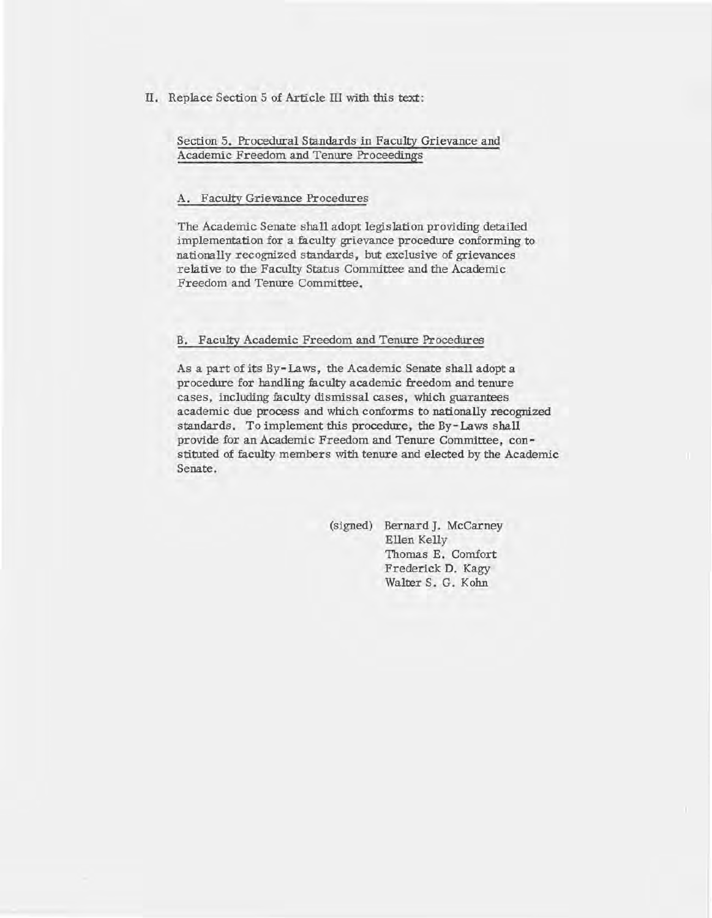II. Replace Section 5 of Article III with this text:

<u>Section 5. Procedural Standards in Faculty Grievance and Academic Freedom and Tenure Proceedings</u>

<u>A. Faculty Grievance Procedures</u>

The Academic Senate shall adopt legislation providing detailed implementation for a faculty grievance procedure conforming to nationally recognized standards, but exclusive of grievances relative to the Faculty Status Committee and the Academic Freedom and Tenure Committee.

<u>B. Faculty Academic Freedom and Tenure Procedures</u>

As a part of its By-Laws, the Academic Senate shall adopt a procedure for handling faculty academic freedom and tenure cases, including faculty dismissal cases, which guarantees academic due process and which conforms to nationally recognized standards. To implement this procedure, the By-Laws shall provide for an Academic Freedom and Tenure Committee, constituted of faculty members with tenure and elected by the Academic Senate.

(signed) Bernard J. McCarney
Ellen Kelly
Thomas E. Comfort
Frederick D. Kagy
Walter S. G. Kohn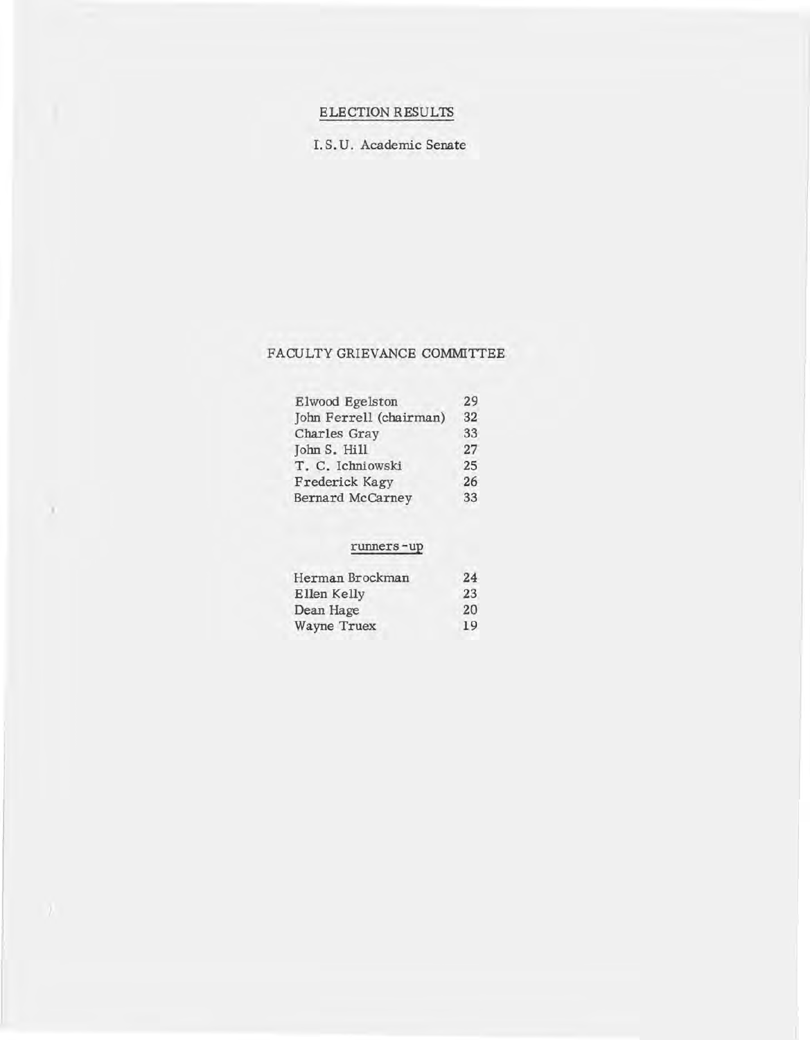# ELECTION RESULTS

I.S.U. Academic Senate

## FACULTY GRIEVANCE COMMITTEE

| | |
|---|---|
| Elwood Egelston | 29 |
| John Ferrell (chairman) | 32 |
| Charles Gray | 33 |
| John S. Hill | 27 |
| T. C. Ichniowski | 25 |
| Frederick Kagy | 26 |
| Bernard McCarney | 33 |

runners-up

| | |
|---|---|
| Herman Brockman | 24 |
| Ellen Kelly | 23 |
| Dean Hage | 20 |
| Wayne Truex | 19 |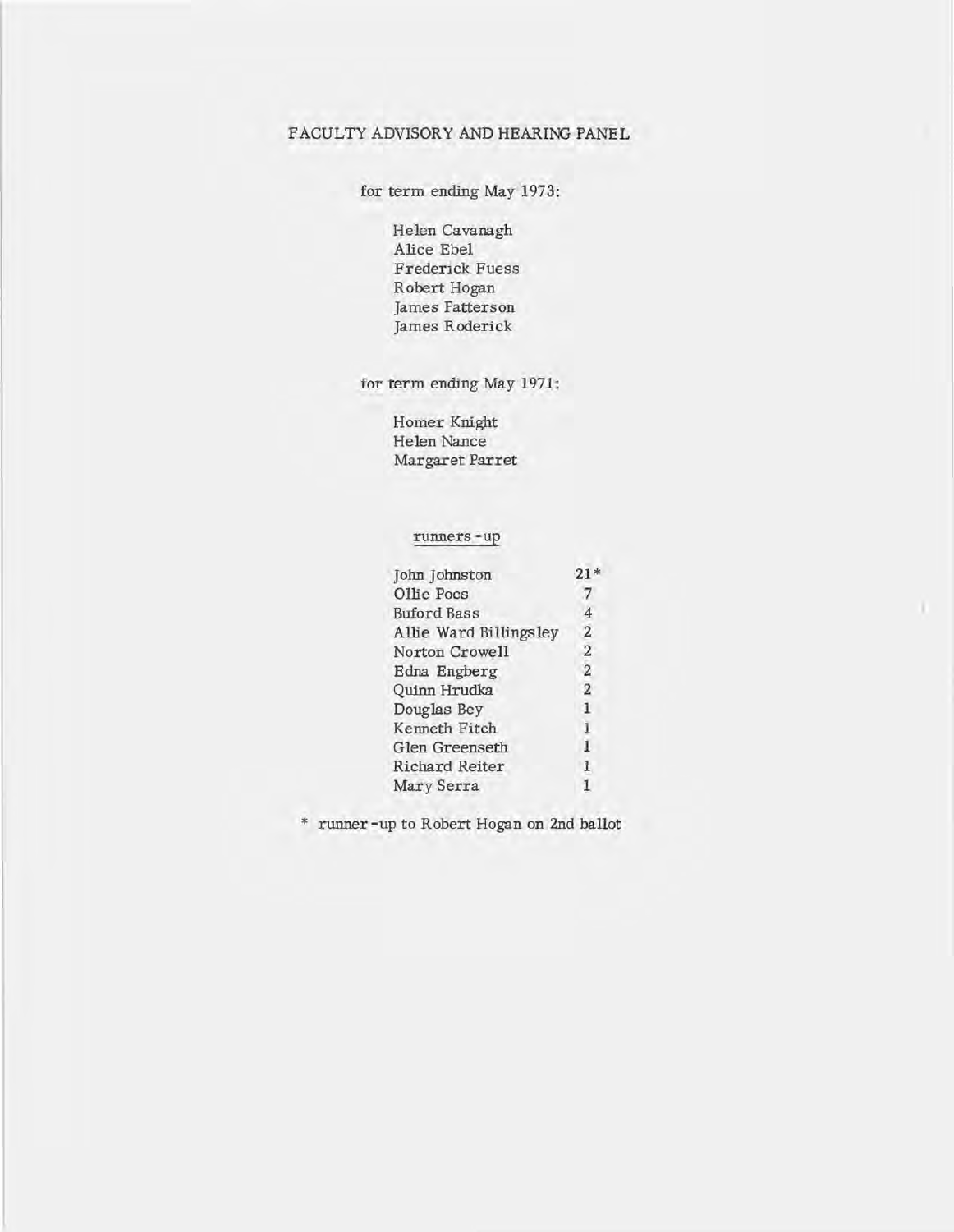# FACULTY ADVISORY AND HEARING PANEL

for term ending May 1973:

Helen Cavanagh
Alice Ebel
Frederick Fuess
Robert Hogan
James Patterson
James Roderick

for term ending May 1971:

Homer Knight
Helen Nance
Margaret Parret

runners-up

| | |
|---|---|
| John Johnston | 21* |
| Ollie Pocs | 7 |
| Buford Bass | 4 |
| Allie Ward Billingsley | 2 |
| Norton Crowell | 2 |
| Edna Engberg | 2 |
| Quinn Hrudka | 2 |
| Douglas Bey | 1 |
| Kenneth Fitch | 1 |
| Glen Greenseth | 1 |
| Richard Reiter | 1 |
| Mary Serra | 1 |

* runner-up to Robert Hogan on 2nd ballot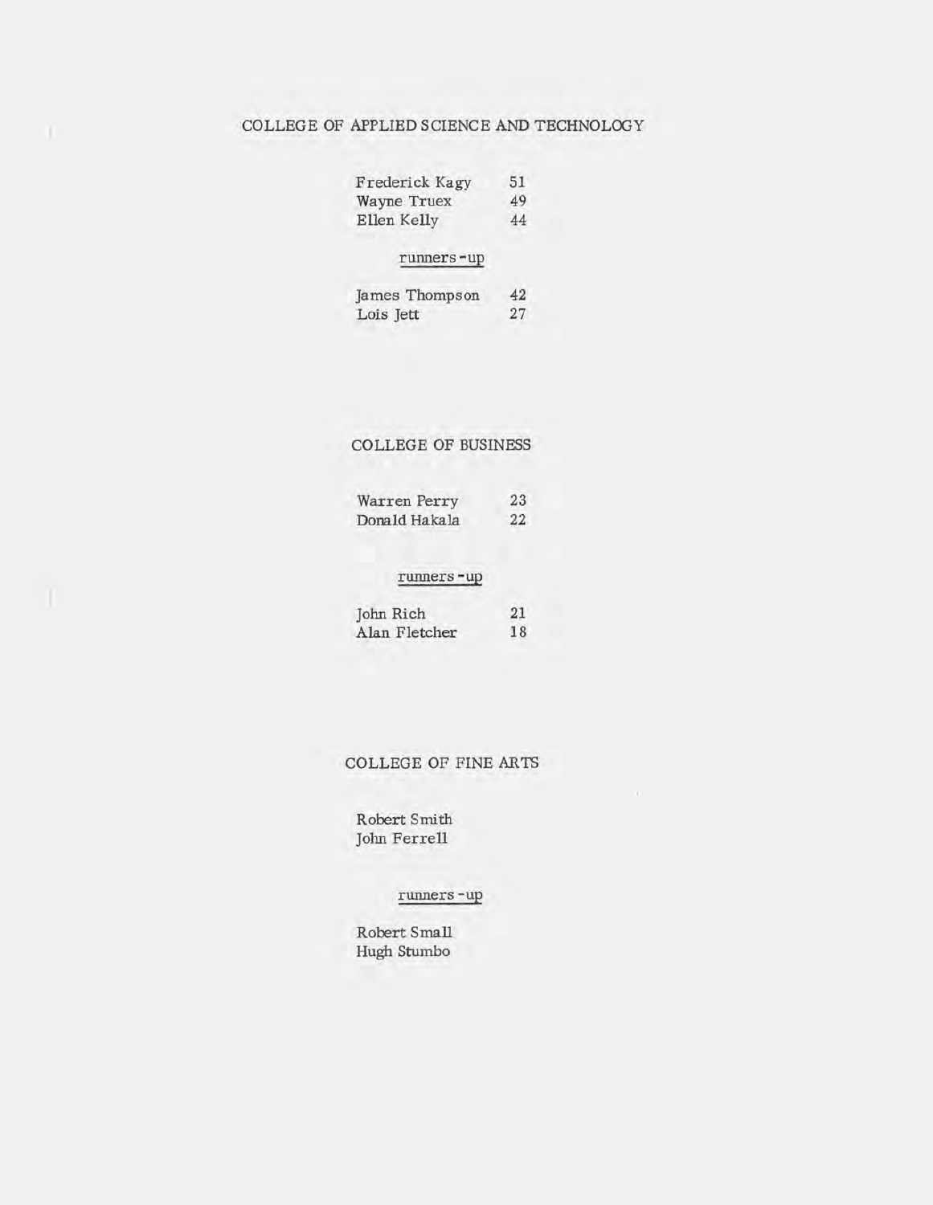## COLLEGE OF APPLIED SCIENCE AND TECHNOLOGY

| | |
|---|---|
| Frederick Kagy | 51 |
| Wayne Truex | 49 |
| Ellen Kelly | 44 |

runners-up

| | |
|---|---|
| James Thompson | 42 |
| Lois Jett | 27 |

## COLLEGE OF BUSINESS

| | |
|---|---|
| Warren Perry | 23 |
| Donald Hakala | 22 |

runners-up

| | |
|---|---|
| John Rich | 21 |
| Alan Fletcher | 18 |

## COLLEGE OF FINE ARTS

Robert Smith
John Ferrell

runners-up

Robert Small
Hugh Stumbo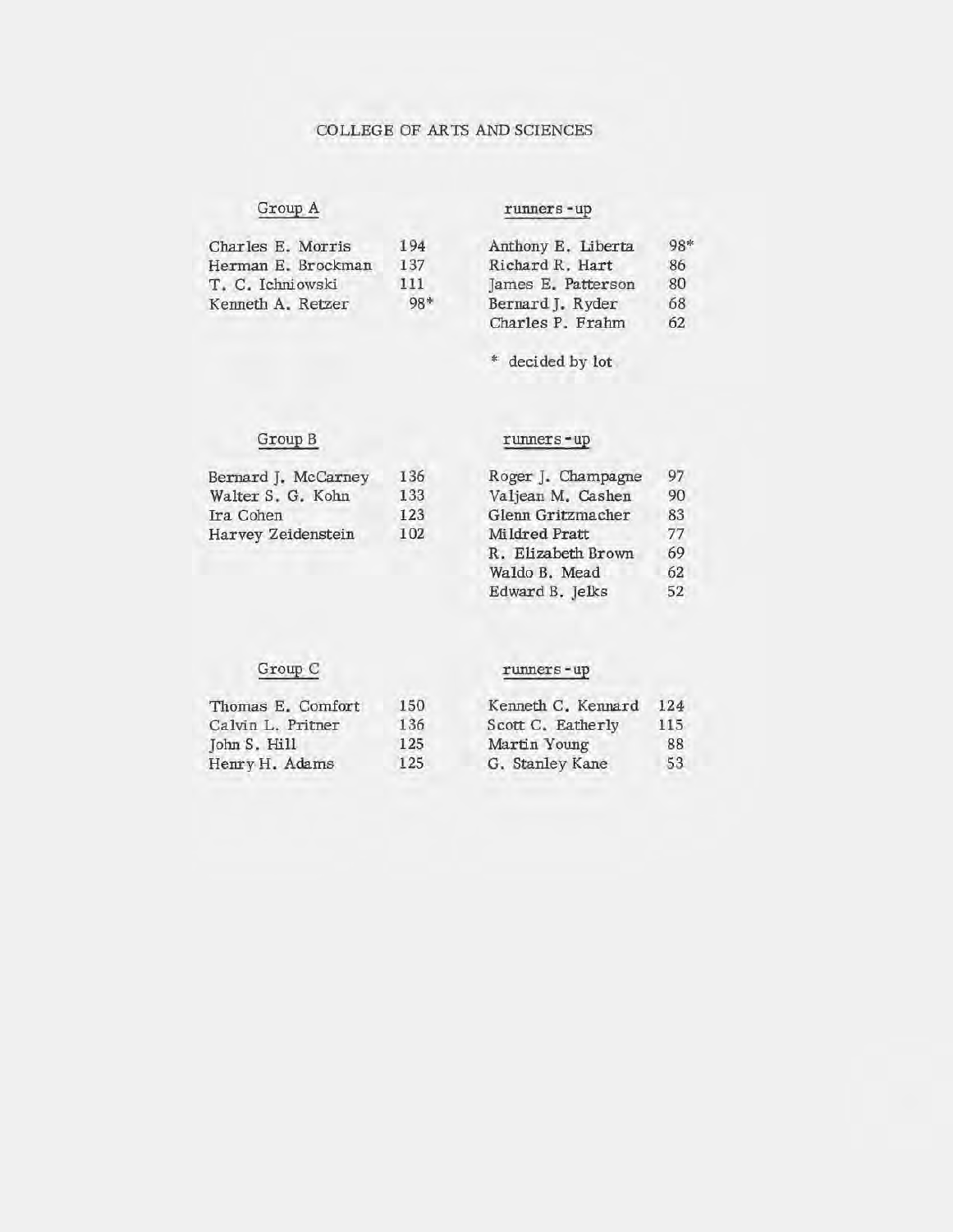# COLLEGE OF ARTS AND SCIENCES

## Group A

| Group A | | runners-up | |
|---|---|---|---|
| Charles E. Morris | 194 | Anthony E. Liberta | 98* |
| Herman E. Brockman | 137 | Richard R. Hart | 86 |
| T. C. Ichniowski | 111 | James E. Patterson | 80 |
| Kenneth A. Retzer | 98* | Bernard J. Ryder | 68 |
| | | Charles P. Frahm | 62 |

\* decided by lot

## Group B

| Group B | | runners-up | |
|---|---|---|---|
| Bernard J. McCarney | 136 | Roger J. Champagne | 97 |
| Walter S. G. Kohn | 133 | Valjean M. Cashen | 90 |
| Ira Cohen | 123 | Glenn Gritzmacher | 83 |
| Harvey Zeidenstein | 102 | Mildred Pratt | 77 |
| | | R. Elizabeth Brown | 69 |
| | | Waldo B. Mead | 62 |
| | | Edward B. Jelks | 52 |

## Group C

| Group C | | runners-up | |
|---|---|---|---|
| Thomas E. Comfort | 150 | Kenneth C. Kennard | 124 |
| Calvin L. Pritner | 136 | Scott C. Eatherly | 115 |
| John S. Hill | 125 | Martin Young | 88 |
| Henry H. Adams | 125 | G. Stanley Kane | 53 |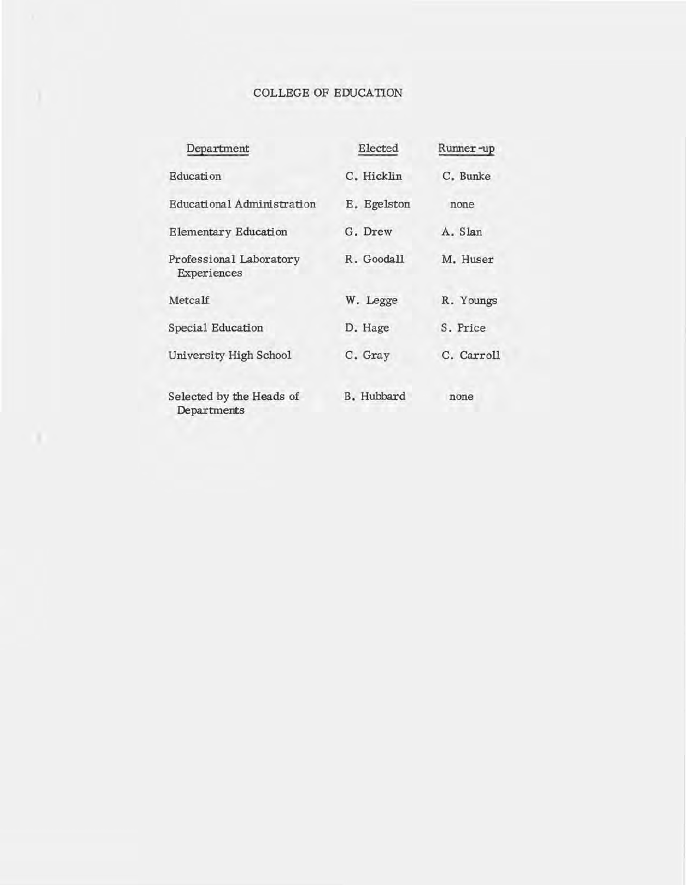## COLLEGE OF EDUCATION

| Department | Elected | Runner-up |
|---|---|---|
| Education | C. Hicklin | C. Bunke |
| Educational Administration | E. Egelston | none |
| Elementary Education | G. Drew | A. Slan |
| Professional Laboratory Experiences | R. Goodall | M. Huser |
| Metcalf | W. Legge | R. Youngs |
| Special Education | D. Hage | S. Price |
| University High School | C. Gray | C. Carroll |
| Selected by the Heads of Departments | B. Hubbard | none |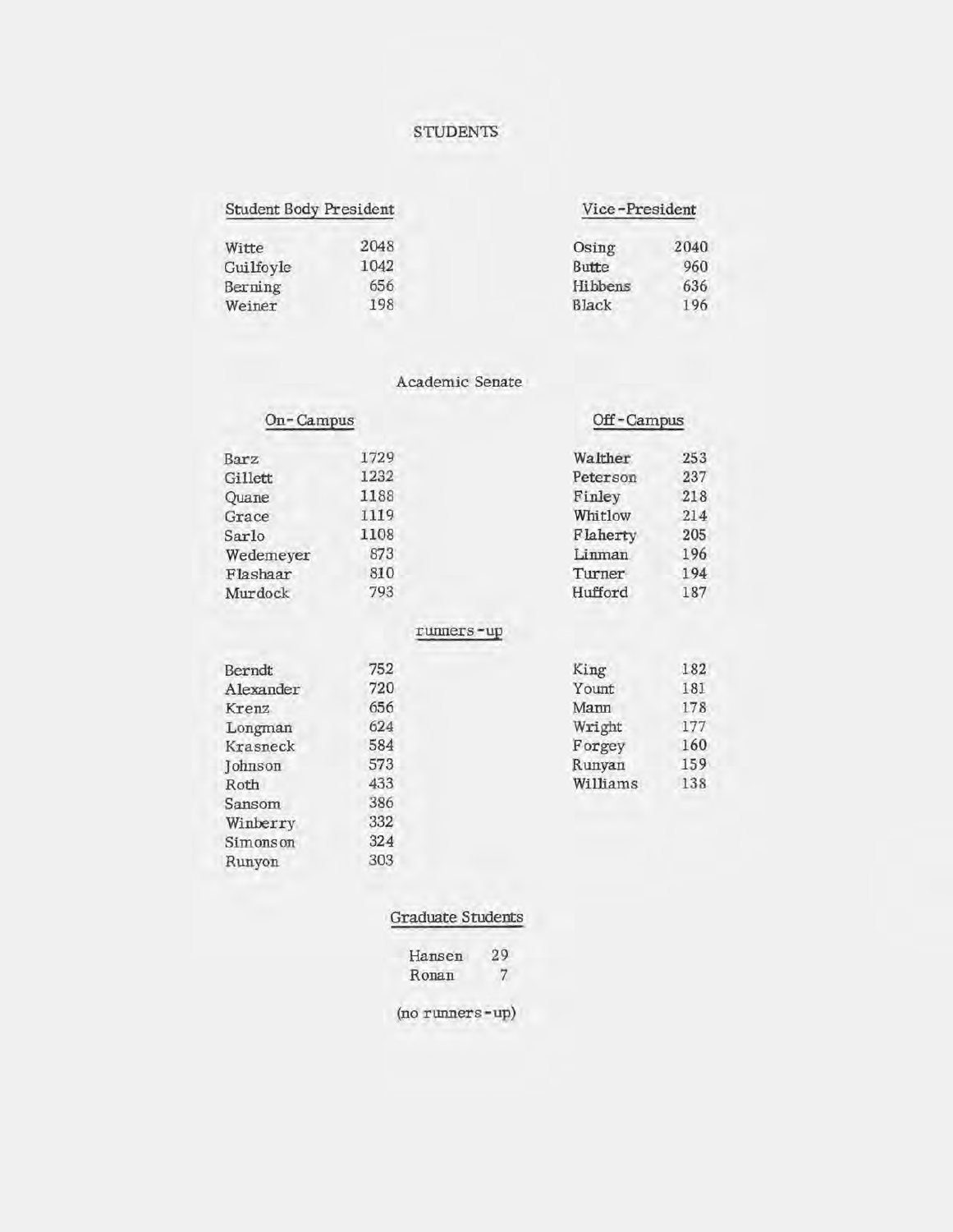# STUDENTS

## Student Body President

| | |
|---|---|
| Witte | 2048 |
| Guilfoyle | 1042 |
| Berning | 656 |
| Weiner | 198 |

## Vice-President

| | |
|---|---|
| Osing | 2040 |
| Butte | 960 |
| Hibbens | 636 |
| Black | 196 |

## Academic Senate

### On-Campus

| | |
|---|---|
| Barz | 1729 |
| Gillett | 1232 |
| Quane | 1188 |
| Grace | 1119 |
| Sarlo | 1108 |
| Wedemeyer | 873 |
| Flashaar | 810 |
| Murdock | 793 |

### Off-Campus

| | |
|---|---|
| Walther | 253 |
| Peterson | 237 |
| Finley | 218 |
| Whitlow | 214 |
| Flaherty | 205 |
| Linman | 196 |
| Turner | 194 |
| Hufford | 187 |

### runners-up

On-Campus:

| | |
|---|---|
| Berndt | 752 |
| Alexander | 720 |
| Krenz | 656 |
| Longman | 624 |
| Krasneck | 584 |
| Johnson | 573 |
| Roth | 433 |
| Sansom | 386 |
| Winberry | 332 |
| Simonson | 324 |
| Runyon | 303 |

Off-Campus:

| | |
|---|---|
| King | 182 |
| Yount | 181 |
| Mann | 178 |
| Wright | 177 |
| Forgey | 160 |
| Runyan | 159 |
| Williams | 138 |

## Graduate Students

| | |
|---|---|
| Hansen | 29 |
| Ronan | 7 |

(no runners-up)